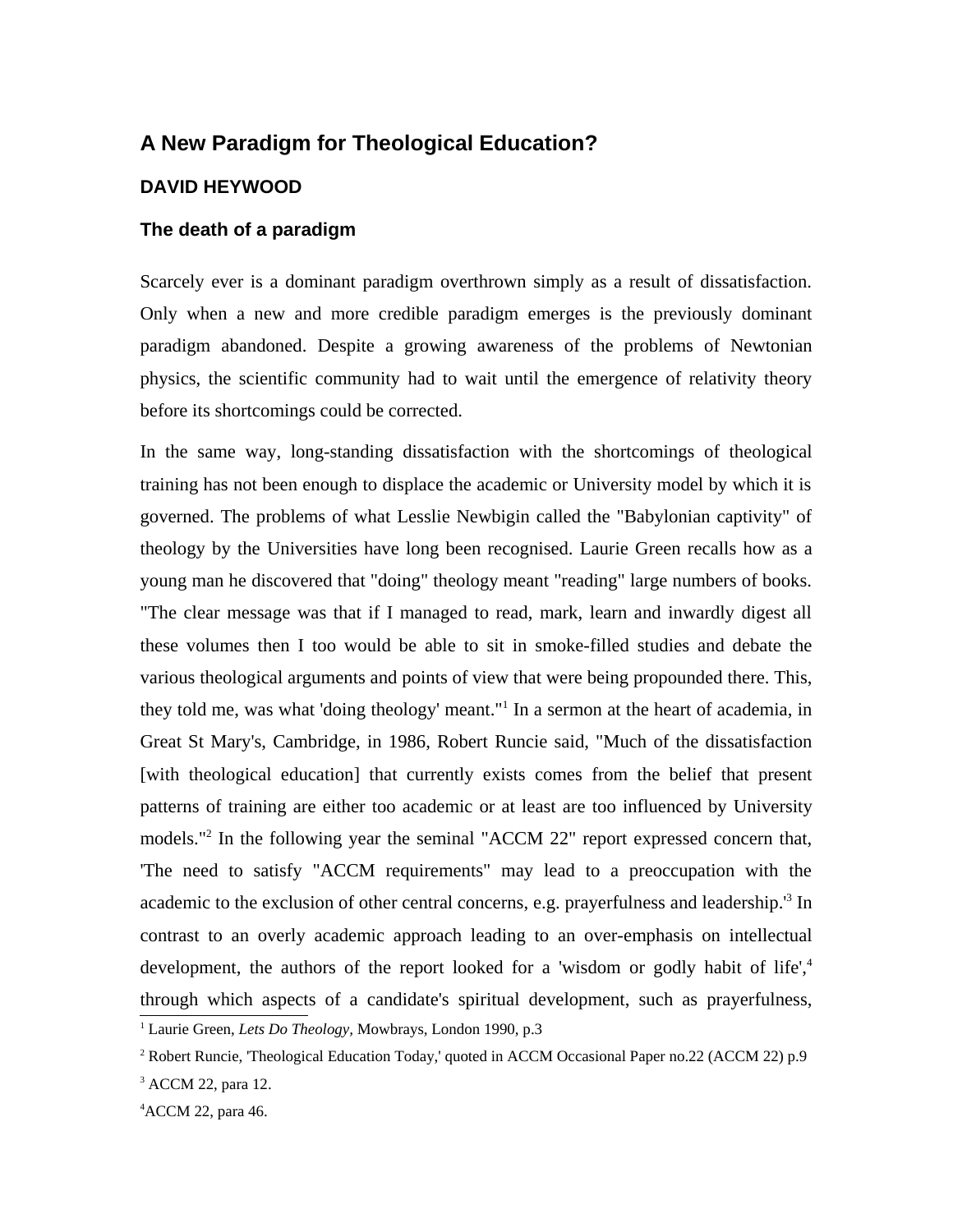# A New Paradigm for Theological Education?

## DAVID HEYWOOD

### The death of a paradigm

Scarcely ever is a dominant paradigm overthrown simply as a result of dissatisfaction. Only when a new and more credible paradigm emerges is the previously dominant paradigm abandoned. Despite a growing awareness of the problems of Newtonian physics, the scientific community had to wait until the emergence of relativity theory before its shortcomings could be corrected.

In the same way, long-standing dissatisfaction with the shortcomings of theological training has not been enough to displace the academic or University model by which it is governed. The problems of what Lesslie Newbigin called the "Babylonian captivity" of theology by the Universities have long been recognised. Laurie Green recalls how as a young man he discovered that "doing" theology meant "reading" large numbers of books. "The clear message was that if I managed to read, mark, learn and inwardly digest all these volumes then I too would be able to sit in smoke-filled studies and debate the various theological arguments and points of view that were being propounded there. This, they told me, was what 'doing theology' meant."[1] In a sermon at the heart of academia, in Great St Mary's, Cambridge, in 1986, Robert Runcie said, "Much of the dissatisfaction [with theological education] that currently exists comes from the belief that present patterns of training are either too academic or at least are too influenced by University models."[2] In the following year the seminal "ACCM 22" report expressed concern that, 'The need to satisfy "ACCM requirements" may lead to a preoccupation with the academic to the exclusion of other central concerns, e.g. prayerfulness and leadership.'[3] In contrast to an overly academic approach leading to an over-emphasis on intellectual development, the authors of the report looked for a 'wisdom or godly habit of life',[4] through which aspects of a candidate's spiritual development, such as prayerfulness,

---

[1] Laurie Green, *Lets Do Theology*, Mowbrays, London 1990, p.3

[2] Robert Runcie, 'Theological Education Today,' quoted in ACCM Occasional Paper no.22 (ACCM 22) p.9

[3] ACCM 22, para 12.

[4] ACCM 22, para 46.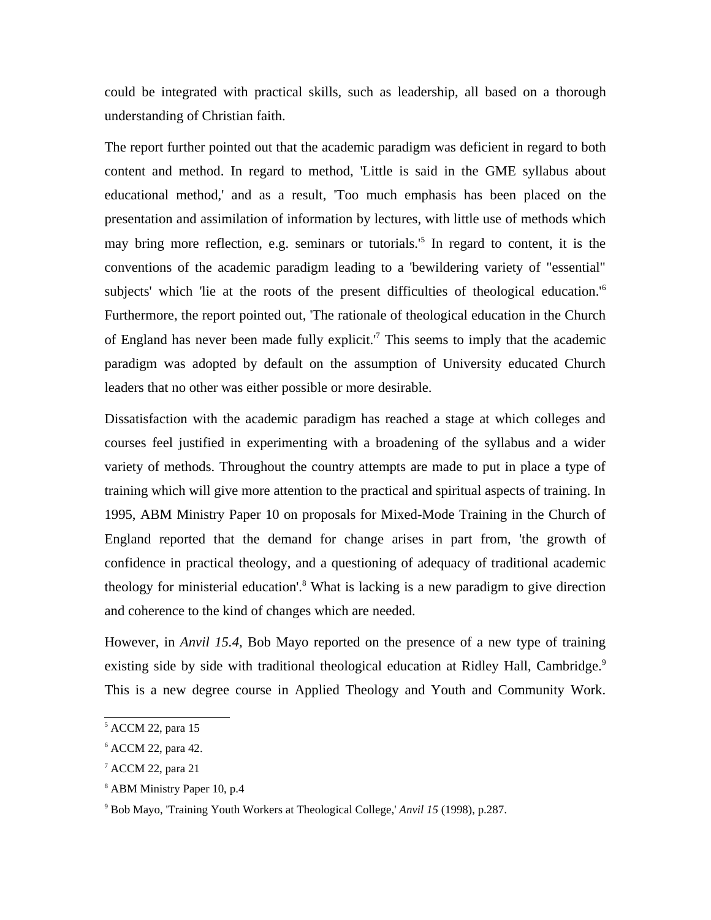could be integrated with practical skills, such as leadership, all based on a thorough understanding of Christian faith.

The report further pointed out that the academic paradigm was deficient in regard to both content and method. In regard to method, 'Little is said in the GME syllabus about educational method,' and as a result, 'Too much emphasis has been placed on the presentation and assimilation of information by lectures, with little use of methods which may bring more reflection, e.g. seminars or tutorials.'[5] In regard to content, it is the conventions of the academic paradigm leading to a 'bewildering variety of "essential" subjects' which 'lie at the roots of the present difficulties of theological education.'[6] Furthermore, the report pointed out, 'The rationale of theological education in the Church of England has never been made fully explicit.'[7] This seems to imply that the academic paradigm was adopted by default on the assumption of University educated Church leaders that no other was either possible or more desirable.

Dissatisfaction with the academic paradigm has reached a stage at which colleges and courses feel justified in experimenting with a broadening of the syllabus and a wider variety of methods. Throughout the country attempts are made to put in place a type of training which will give more attention to the practical and spiritual aspects of training. In 1995, ABM Ministry Paper 10 on proposals for Mixed-Mode Training in the Church of England reported that the demand for change arises in part from, 'the growth of confidence in practical theology, and a questioning of adequacy of traditional academic theology for ministerial education'.[8] What is lacking is a new paradigm to give direction and coherence to the kind of changes which are needed.

However, in *Anvil 15.4,* Bob Mayo reported on the presence of a new type of training existing side by side with traditional theological education at Ridley Hall, Cambridge.[9] This is a new degree course in Applied Theology and Youth and Community Work.

---

[5] ACCM 22, para 15

[6] ACCM 22, para 42.

[7] ACCM 22, para 21

[8] ABM Ministry Paper 10, p.4

[9] Bob Mayo, 'Training Youth Workers at Theological College,' *Anvil 15* (1998), p.287.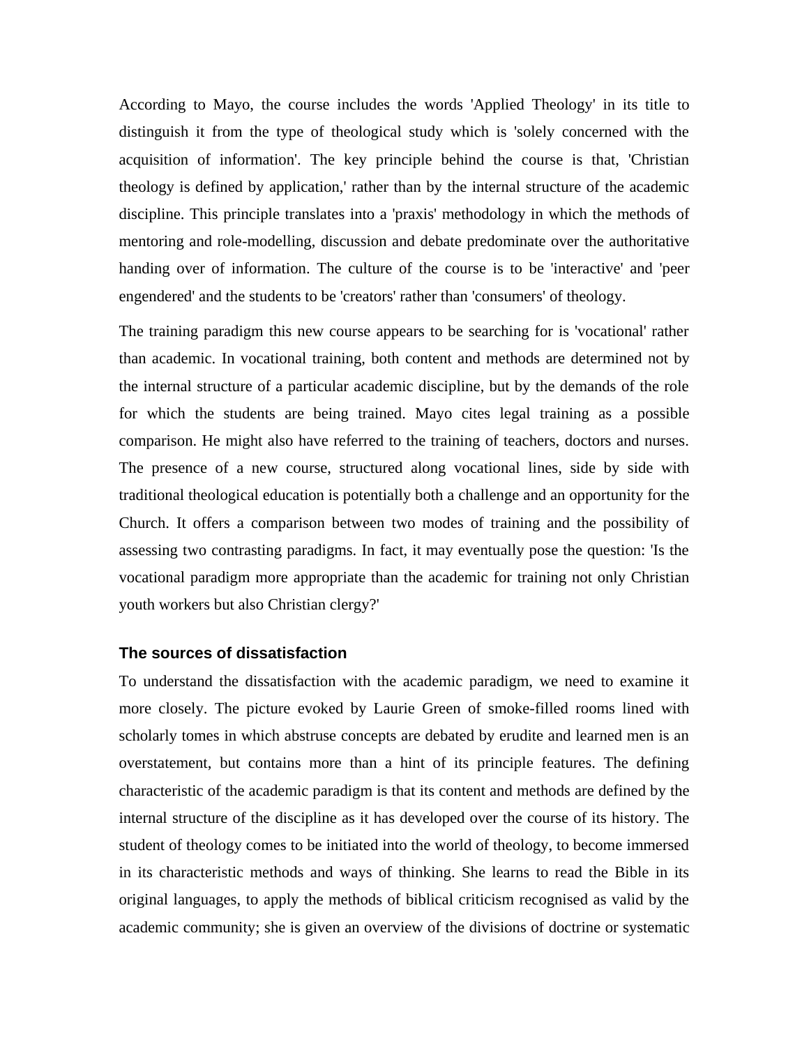According to Mayo, the course includes the words 'Applied Theology' in its title to distinguish it from the type of theological study which is 'solely concerned with the acquisition of information'. The key principle behind the course is that, 'Christian theology is defined by application,' rather than by the internal structure of the academic discipline. This principle translates into a 'praxis' methodology in which the methods of mentoring and role-modelling, discussion and debate predominate over the authoritative handing over of information. The culture of the course is to be 'interactive' and 'peer engendered' and the students to be 'creators' rather than 'consumers' of theology.

The training paradigm this new course appears to be searching for is 'vocational' rather than academic. In vocational training, both content and methods are determined not by the internal structure of a particular academic discipline, but by the demands of the role for which the students are being trained. Mayo cites legal training as a possible comparison. He might also have referred to the training of teachers, doctors and nurses. The presence of a new course, structured along vocational lines, side by side with traditional theological education is potentially both a challenge and an opportunity for the Church. It offers a comparison between two modes of training and the possibility of assessing two contrasting paradigms. In fact, it may eventually pose the question: 'Is the vocational paradigm more appropriate than the academic for training not only Christian youth workers but also Christian clergy?'

### The sources of dissatisfaction

To understand the dissatisfaction with the academic paradigm, we need to examine it more closely. The picture evoked by Laurie Green of smoke-filled rooms lined with scholarly tomes in which abstruse concepts are debated by erudite and learned men is an overstatement, but contains more than a hint of its principle features. The defining characteristic of the academic paradigm is that its content and methods are defined by the internal structure of the discipline as it has developed over the course of its history. The student of theology comes to be initiated into the world of theology, to become immersed in its characteristic methods and ways of thinking. She learns to read the Bible in its original languages, to apply the methods of biblical criticism recognised as valid by the academic community; she is given an overview of the divisions of doctrine or systematic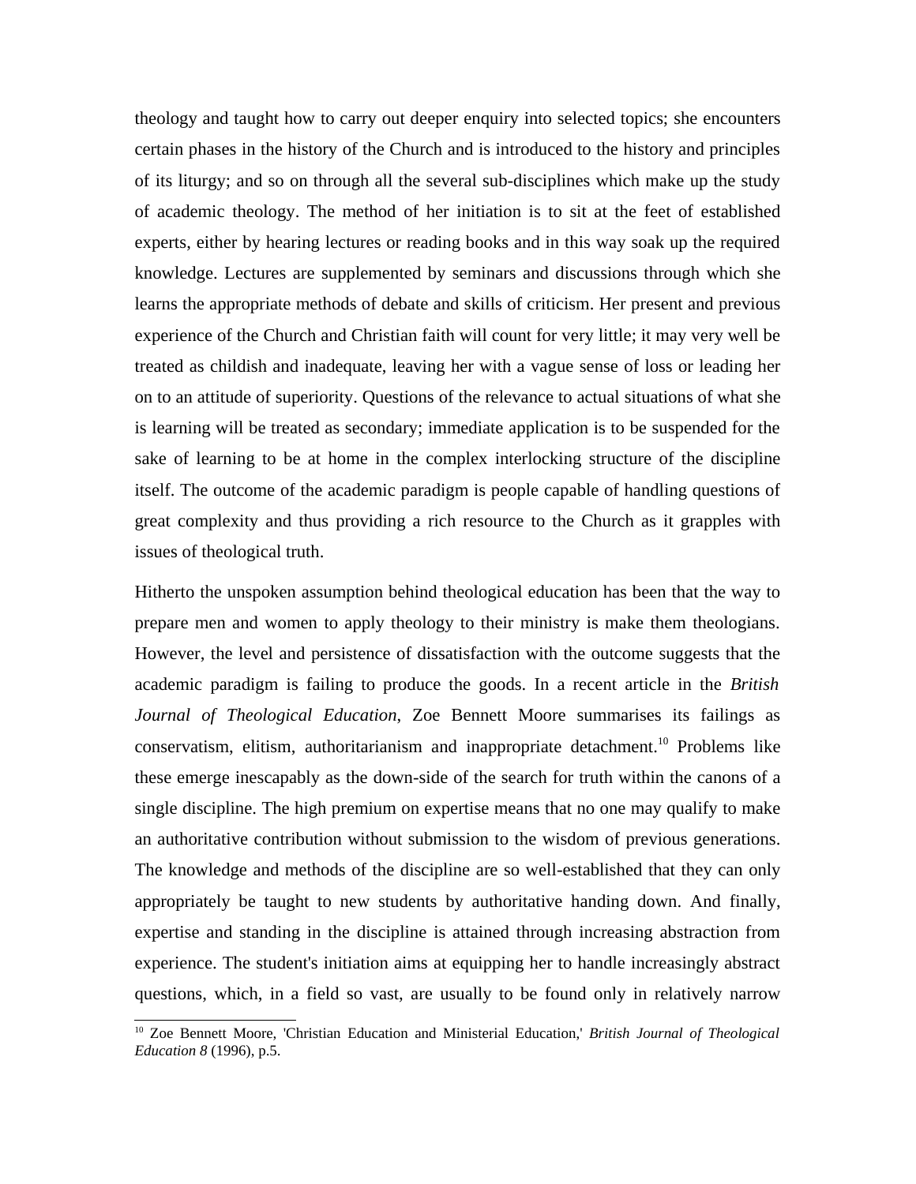theology and taught how to carry out deeper enquiry into selected topics; she encounters certain phases in the history of the Church and is introduced to the history and principles of its liturgy; and so on through all the several sub-disciplines which make up the study of academic theology. The method of her initiation is to sit at the feet of established experts, either by hearing lectures or reading books and in this way soak up the required knowledge. Lectures are supplemented by seminars and discussions through which she learns the appropriate methods of debate and skills of criticism. Her present and previous experience of the Church and Christian faith will count for very little; it may very well be treated as childish and inadequate, leaving her with a vague sense of loss or leading her on to an attitude of superiority. Questions of the relevance to actual situations of what she is learning will be treated as secondary; immediate application is to be suspended for the sake of learning to be at home in the complex interlocking structure of the discipline itself. The outcome of the academic paradigm is people capable of handling questions of great complexity and thus providing a rich resource to the Church as it grapples with issues of theological truth.

Hitherto the unspoken assumption behind theological education has been that the way to prepare men and women to apply theology to their ministry is make them theologians. However, the level and persistence of dissatisfaction with the outcome suggests that the academic paradigm is failing to produce the goods. In a recent article in the *British Journal of Theological Education*, Zoe Bennett Moore summarises its failings as conservatism, elitism, authoritarianism and inappropriate detachment.[10] Problems like these emerge inescapably as the down-side of the search for truth within the canons of a single discipline. The high premium on expertise means that no one may qualify to make an authoritative contribution without submission to the wisdom of previous generations. The knowledge and methods of the discipline are so well-established that they can only appropriately be taught to new students by authoritative handing down. And finally, expertise and standing in the discipline is attained through increasing abstraction from experience. The student's initiation aims at equipping her to handle increasingly abstract questions, which, in a field so vast, are usually to be found only in relatively narrow

[10] Zoe Bennett Moore, 'Christian Education and Ministerial Education,' *British Journal of Theological Education 8* (1996), p.5.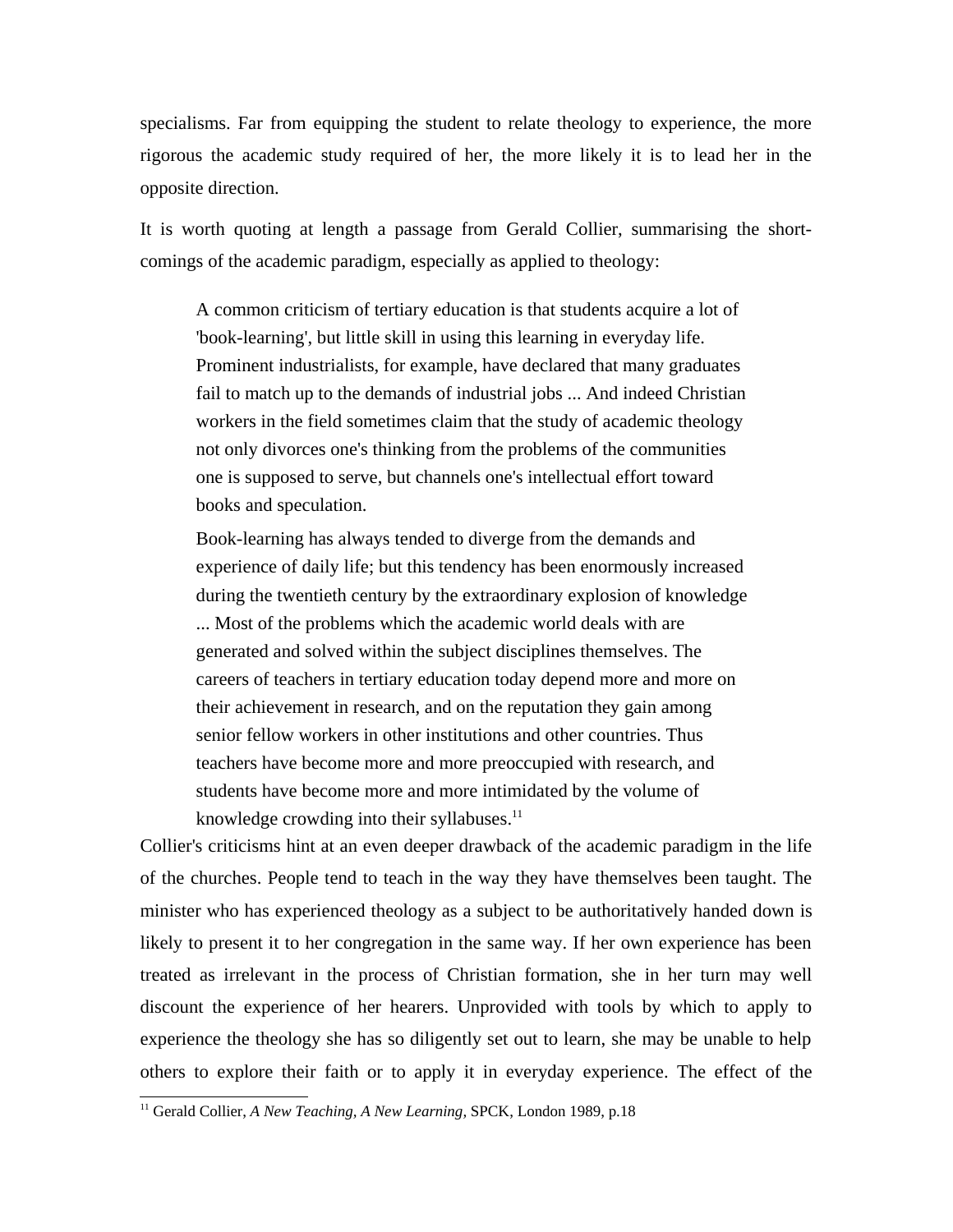specialisms. Far from equipping the student to relate theology to experience, the more rigorous the academic study required of her, the more likely it is to lead her in the opposite direction.

It is worth quoting at length a passage from Gerald Collier, summarising the short-comings of the academic paradigm, especially as applied to theology:

> A common criticism of tertiary education is that students acquire a lot of 'book-learning', but little skill in using this learning in everyday life. Prominent industrialists, for example, have declared that many graduates fail to match up to the demands of industrial jobs ... And indeed Christian workers in the field sometimes claim that the study of academic theology not only divorces one's thinking from the problems of the communities one is supposed to serve, but channels one's intellectual effort toward books and speculation.
>
> Book-learning has always tended to diverge from the demands and experience of daily life; but this tendency has been enormously increased during the twentieth century by the extraordinary explosion of knowledge ... Most of the problems which the academic world deals with are generated and solved within the subject disciplines themselves. The careers of teachers in tertiary education today depend more and more on their achievement in research, and on the reputation they gain among senior fellow workers in other institutions and other countries. Thus teachers have become more and more preoccupied with research, and students have become more and more intimidated by the volume of knowledge crowding into their syllabuses.[11]

Collier's criticisms hint at an even deeper drawback of the academic paradigm in the life of the churches. People tend to teach in the way they have themselves been taught. The minister who has experienced theology as a subject to be authoritatively handed down is likely to present it to her congregation in the same way. If her own experience has been treated as irrelevant in the process of Christian formation, she in her turn may well discount the experience of her hearers. Unprovided with tools by which to apply to experience the theology she has so diligently set out to learn, she may be unable to help others to explore their faith or to apply it in everyday experience. The effect of the

[11] Gerald Collier, *A New Teaching, A New Learning,* SPCK, London 1989, p.18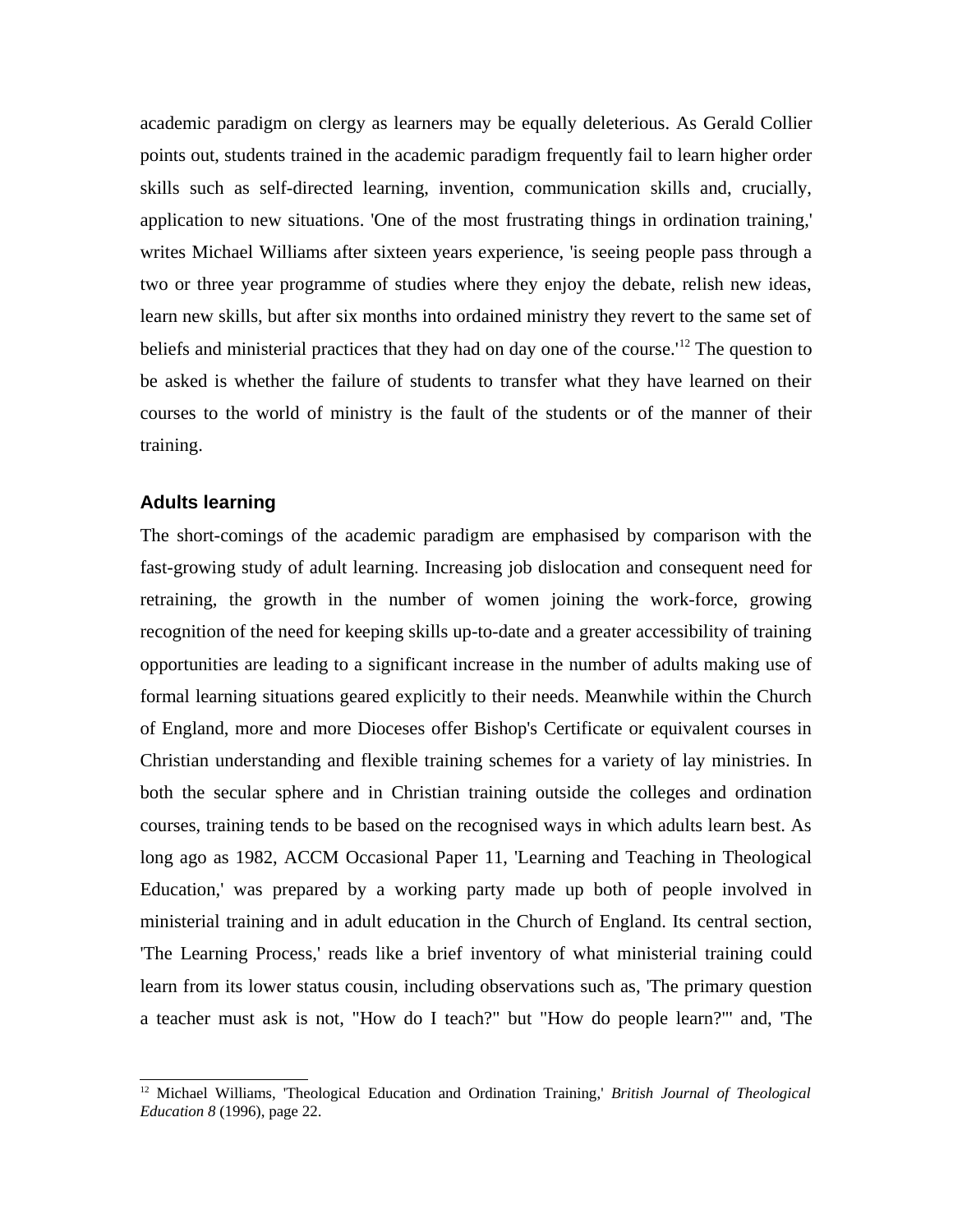academic paradigm on clergy as learners may be equally deleterious. As Gerald Collier points out, students trained in the academic paradigm frequently fail to learn higher order skills such as self-directed learning, invention, communication skills and, crucially, application to new situations. 'One of the most frustrating things in ordination training,' writes Michael Williams after sixteen years experience, 'is seeing people pass through a two or three year programme of studies where they enjoy the debate, relish new ideas, learn new skills, but after six months into ordained ministry they revert to the same set of beliefs and ministerial practices that they had on day one of the course.'[12] The question to be asked is whether the failure of students to transfer what they have learned on their courses to the world of ministry is the fault of the students or of the manner of their training.

## Adults learning

The short-comings of the academic paradigm are emphasised by comparison with the fast-growing study of adult learning. Increasing job dislocation and consequent need for retraining, the growth in the number of women joining the work-force, growing recognition of the need for keeping skills up-to-date and a greater accessibility of training opportunities are leading to a significant increase in the number of adults making use of formal learning situations geared explicitly to their needs. Meanwhile within the Church of England, more and more Dioceses offer Bishop's Certificate or equivalent courses in Christian understanding and flexible training schemes for a variety of lay ministries. In both the secular sphere and in Christian training outside the colleges and ordination courses, training tends to be based on the recognised ways in which adults learn best. As long ago as 1982, ACCM Occasional Paper 11, 'Learning and Teaching in Theological Education,' was prepared by a working party made up both of people involved in ministerial training and in adult education in the Church of England. Its central section, 'The Learning Process,' reads like a brief inventory of what ministerial training could learn from its lower status cousin, including observations such as, 'The primary question a teacher must ask is not, "How do I teach?" but "How do people learn?"' and, 'The

---

[12] Michael Williams, 'Theological Education and Ordination Training,' *British Journal of Theological Education 8* (1996), page 22.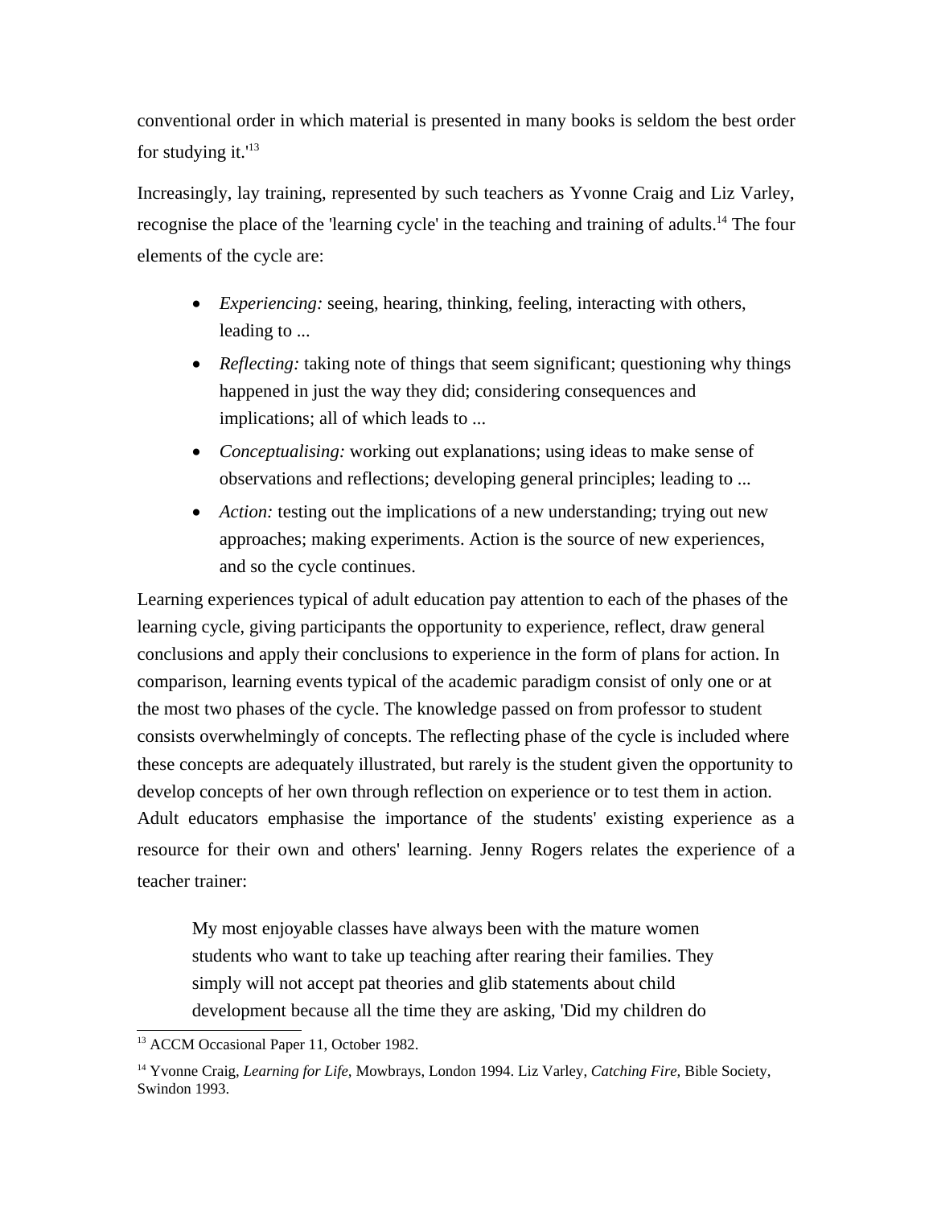conventional order in which material is presented in many books is seldom the best order for studying it.'[13]

Increasingly, lay training, represented by such teachers as Yvonne Craig and Liz Varley, recognise the place of the 'learning cycle' in the teaching and training of adults.[14] The four elements of the cycle are:

- *Experiencing:* seeing, hearing, thinking, feeling, interacting with others, leading to ...
- *Reflecting:* taking note of things that seem significant; questioning why things happened in just the way they did; considering consequences and implications; all of which leads to ...
- *Conceptualising:* working out explanations; using ideas to make sense of observations and reflections; developing general principles; leading to ...
- *Action:* testing out the implications of a new understanding; trying out new approaches; making experiments. Action is the source of new experiences, and so the cycle continues.

Learning experiences typical of adult education pay attention to each of the phases of the learning cycle, giving participants the opportunity to experience, reflect, draw general conclusions and apply their conclusions to experience in the form of plans for action. In comparison, learning events typical of the academic paradigm consist of only one or at the most two phases of the cycle. The knowledge passed on from professor to student consists overwhelmingly of concepts. The reflecting phase of the cycle is included where these concepts are adequately illustrated, but rarely is the student given the opportunity to develop concepts of her own through reflection on experience or to test them in action. Adult educators emphasise the importance of the students' existing experience as a resource for their own and others' learning. Jenny Rogers relates the experience of a teacher trainer:

> My most enjoyable classes have always been with the mature women students who want to take up teaching after rearing their families. They simply will not accept pat theories and glib statements about child development because all the time they are asking, 'Did my children do

[13] ACCM Occasional Paper 11, October 1982.

[14] Yvonne Craig, *Learning for Life,* Mowbrays, London 1994. Liz Varley, *Catching Fire,* Bible Society, Swindon 1993.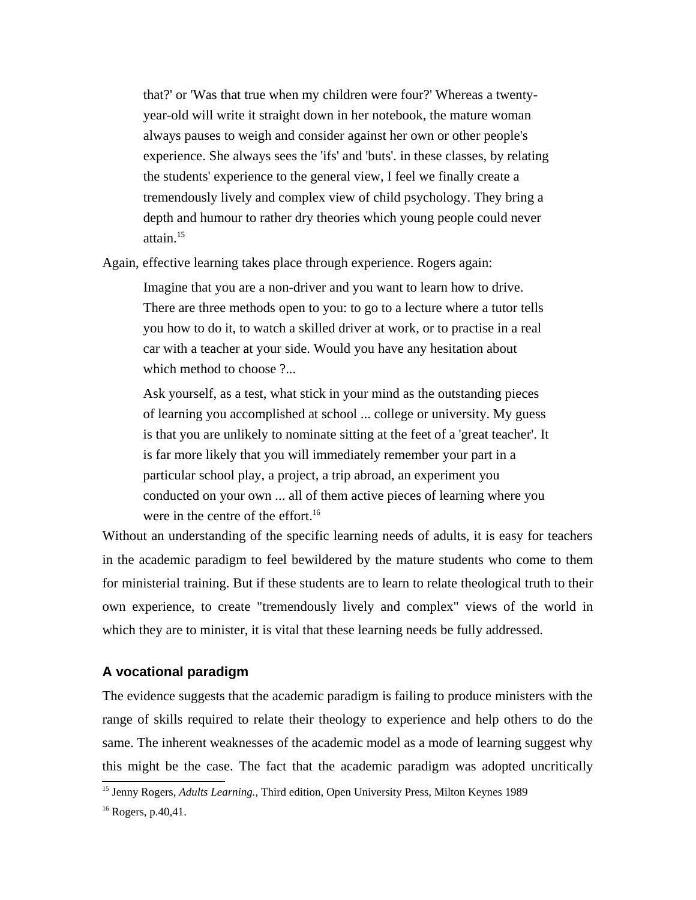> that?' or 'Was that true when my children were four?' Whereas a twenty-year-old will write it straight down in her notebook, the mature woman always pauses to weigh and consider against her own or other people's experience. She always sees the 'ifs' and 'buts'. in these classes, by relating the students' experience to the general view, I feel we finally create a tremendously lively and complex view of child psychology. They bring a depth and humour to rather dry theories which young people could never attain.[15]

Again, effective learning takes place through experience. Rogers again:

> Imagine that you are a non-driver and you want to learn how to drive. There are three methods open to you: to go to a lecture where a tutor tells you how to do it, to watch a skilled driver at work, or to practise in a real car with a teacher at your side. Would you have any hesitation about which method to choose ?...
>
> Ask yourself, as a test, what stick in your mind as the outstanding pieces of learning you accomplished at school ... college or university. My guess is that you are unlikely to nominate sitting at the feet of a 'great teacher'. It is far more likely that you will immediately remember your part in a particular school play, a project, a trip abroad, an experiment you conducted on your own ... all of them active pieces of learning where you were in the centre of the effort.[16]

Without an understanding of the specific learning needs of adults, it is easy for teachers in the academic paradigm to feel bewildered by the mature students who come to them for ministerial training. But if these students are to learn to relate theological truth to their own experience, to create "tremendously lively and complex" views of the world in which they are to minister, it is vital that these learning needs be fully addressed.

### A vocational paradigm

The evidence suggests that the academic paradigm is failing to produce ministers with the range of skills required to relate their theology to experience and help others to do the same. The inherent weaknesses of the academic model as a mode of learning suggest why this might be the case. The fact that the academic paradigm was adopted uncritically

---

[15] Jenny Rogers, *Adults Learning.*, Third edition, Open University Press, Milton Keynes 1989

[16] Rogers, p.40,41.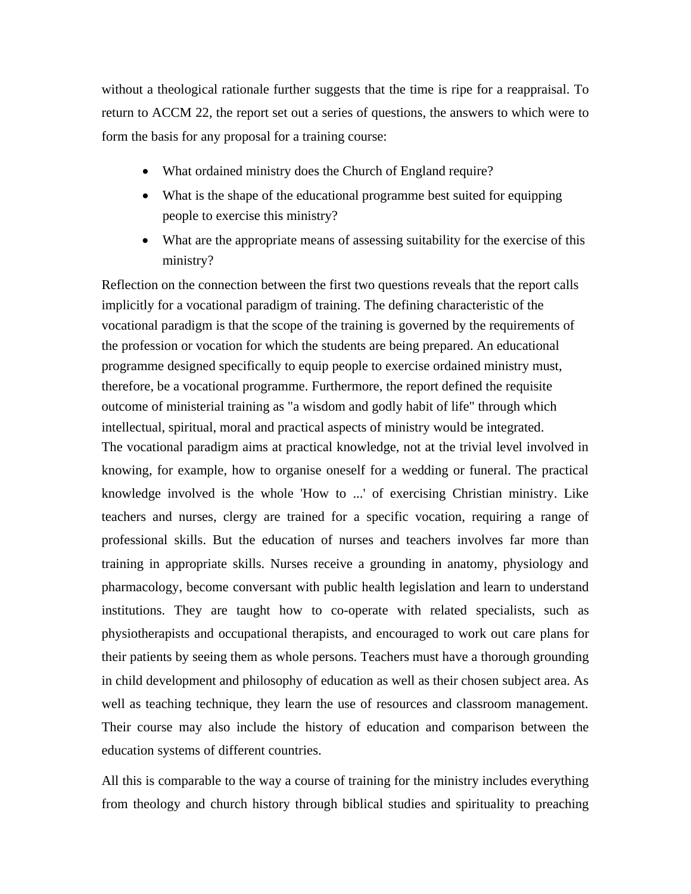without a theological rationale further suggests that the time is ripe for a reappraisal. To return to ACCM 22, the report set out a series of questions, the answers to which were to form the basis for any proposal for a training course:

- What ordained ministry does the Church of England require?
- What is the shape of the educational programme best suited for equipping people to exercise this ministry?
- What are the appropriate means of assessing suitability for the exercise of this ministry?

Reflection on the connection between the first two questions reveals that the report calls implicitly for a vocational paradigm of training. The defining characteristic of the vocational paradigm is that the scope of the training is governed by the requirements of the profession or vocation for which the students are being prepared. An educational programme designed specifically to equip people to exercise ordained ministry must, therefore, be a vocational programme. Furthermore, the report defined the requisite outcome of ministerial training as "a wisdom and godly habit of life" through which intellectual, spiritual, moral and practical aspects of ministry would be integrated.

The vocational paradigm aims at practical knowledge, not at the trivial level involved in knowing, for example, how to organise oneself for a wedding or funeral. The practical knowledge involved is the whole 'How to ...' of exercising Christian ministry. Like teachers and nurses, clergy are trained for a specific vocation, requiring a range of professional skills. But the education of nurses and teachers involves far more than training in appropriate skills. Nurses receive a grounding in anatomy, physiology and pharmacology, become conversant with public health legislation and learn to understand institutions. They are taught how to co-operate with related specialists, such as physiotherapists and occupational therapists, and encouraged to work out care plans for their patients by seeing them as whole persons. Teachers must have a thorough grounding in child development and philosophy of education as well as their chosen subject area. As well as teaching technique, they learn the use of resources and classroom management. Their course may also include the history of education and comparison between the education systems of different countries.

All this is comparable to the way a course of training for the ministry includes everything from theology and church history through biblical studies and spirituality to preaching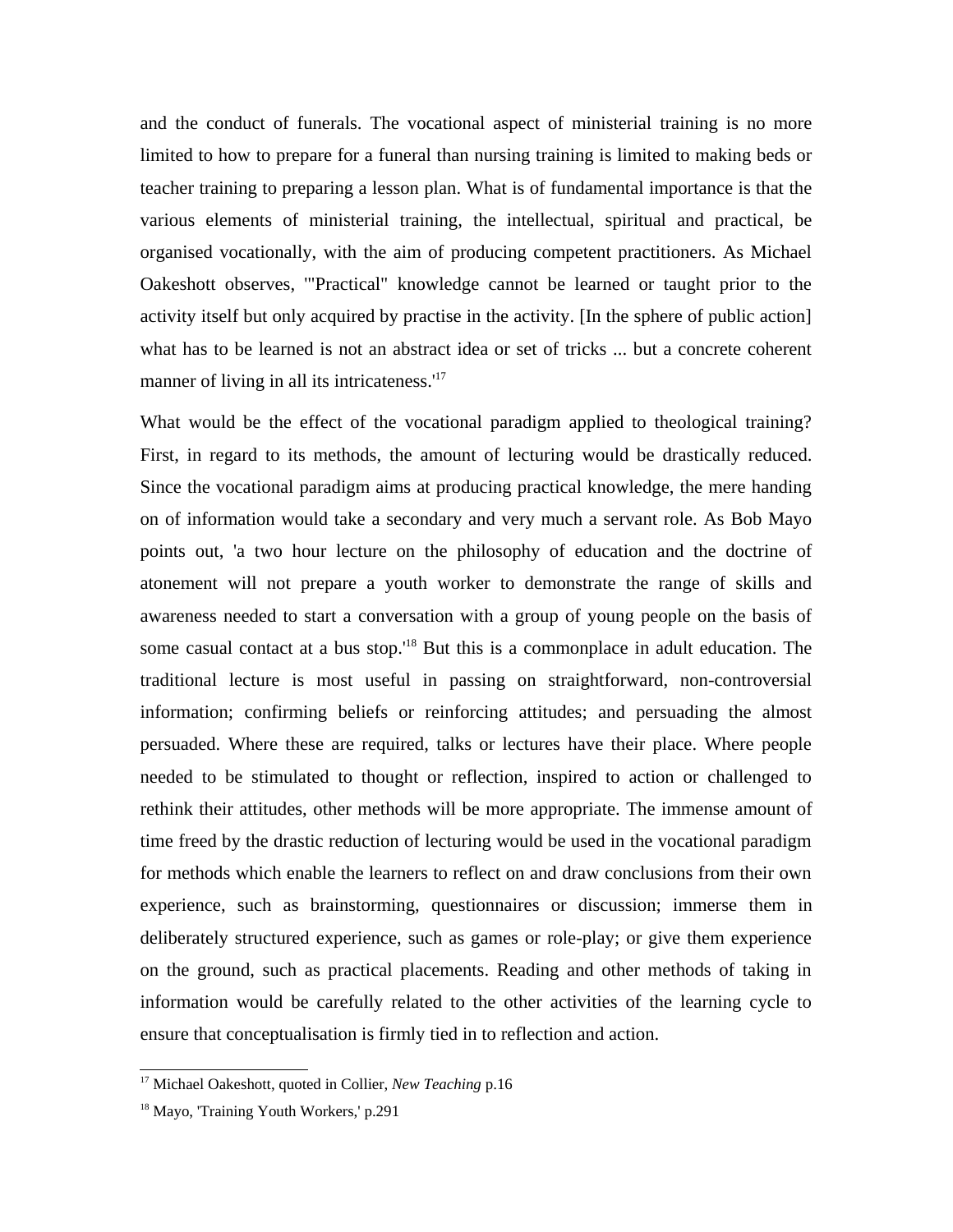and the conduct of funerals. The vocational aspect of ministerial training is no more limited to how to prepare for a funeral than nursing training is limited to making beds or teacher training to preparing a lesson plan. What is of fundamental importance is that the various elements of ministerial training, the intellectual, spiritual and practical, be organised vocationally, with the aim of producing competent practitioners. As Michael Oakeshott observes, '"Practical" knowledge cannot be learned or taught prior to the activity itself but only acquired by practise in the activity. [In the sphere of public action] what has to be learned is not an abstract idea or set of tricks ... but a concrete coherent manner of living in all its intricateness.'[17]

What would be the effect of the vocational paradigm applied to theological training? First, in regard to its methods, the amount of lecturing would be drastically reduced. Since the vocational paradigm aims at producing practical knowledge, the mere handing on of information would take a secondary and very much a servant role. As Bob Mayo points out, 'a two hour lecture on the philosophy of education and the doctrine of atonement will not prepare a youth worker to demonstrate the range of skills and awareness needed to start a conversation with a group of young people on the basis of some casual contact at a bus stop.'[18] But this is a commonplace in adult education. The traditional lecture is most useful in passing on straightforward, non-controversial information; confirming beliefs or reinforcing attitudes; and persuading the almost persuaded. Where these are required, talks or lectures have their place. Where people needed to be stimulated to thought or reflection, inspired to action or challenged to rethink their attitudes, other methods will be more appropriate. The immense amount of time freed by the drastic reduction of lecturing would be used in the vocational paradigm for methods which enable the learners to reflect on and draw conclusions from their own experience, such as brainstorming, questionnaires or discussion; immerse them in deliberately structured experience, such as games or role-play; or give them experience on the ground, such as practical placements. Reading and other methods of taking in information would be carefully related to the other activities of the learning cycle to ensure that conceptualisation is firmly tied in to reflection and action.

---

[17] Michael Oakeshott, quoted in Collier, *New Teaching* p.16

[18] Mayo, 'Training Youth Workers,' p.291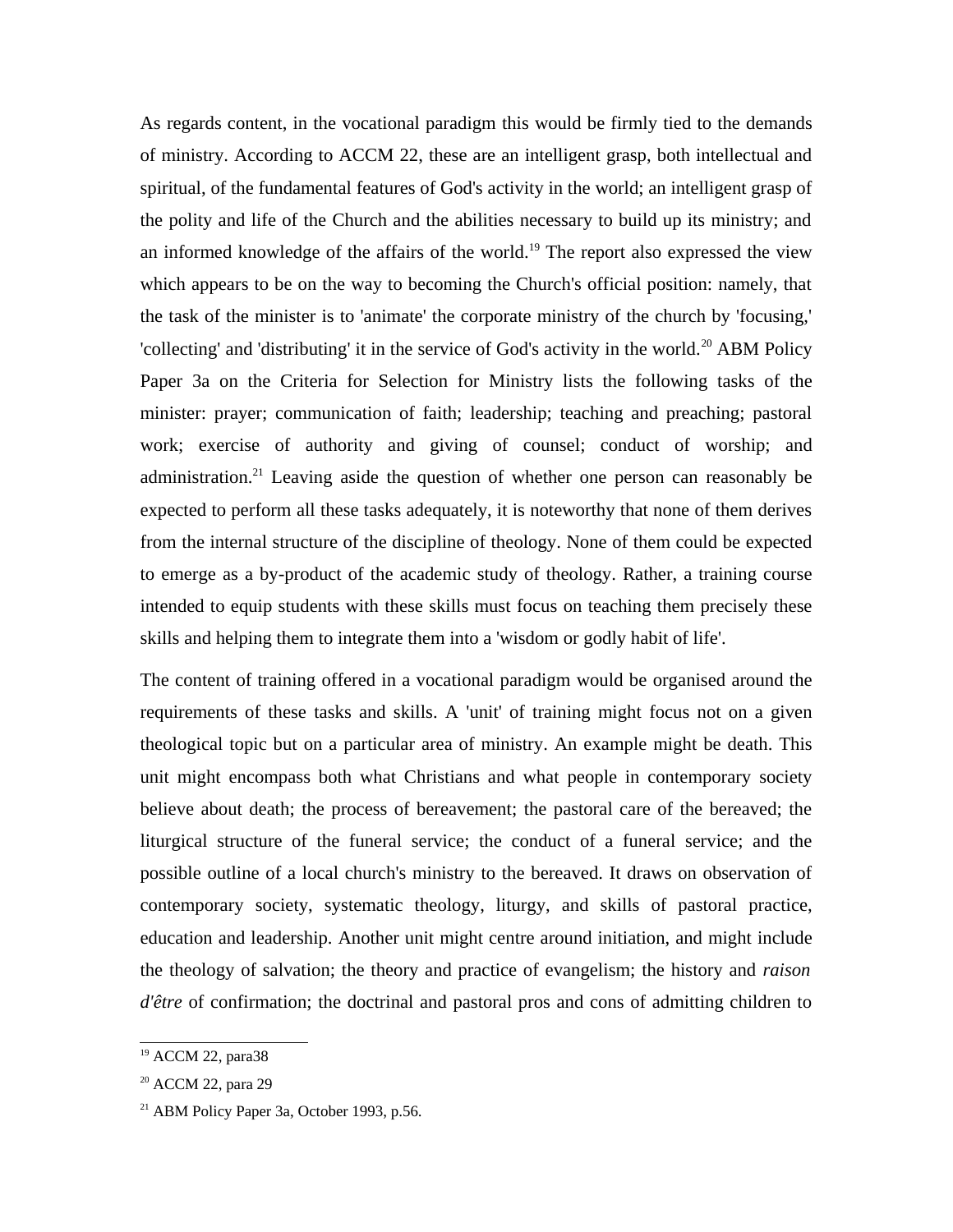As regards content, in the vocational paradigm this would be firmly tied to the demands of ministry. According to ACCM 22, these are an intelligent grasp, both intellectual and spiritual, of the fundamental features of God's activity in the world; an intelligent grasp of the polity and life of the Church and the abilities necessary to build up its ministry; and an informed knowledge of the affairs of the world.[19] The report also expressed the view which appears to be on the way to becoming the Church's official position: namely, that the task of the minister is to 'animate' the corporate ministry of the church by 'focusing,' 'collecting' and 'distributing' it in the service of God's activity in the world.[20] ABM Policy Paper 3a on the Criteria for Selection for Ministry lists the following tasks of the minister: prayer; communication of faith; leadership; teaching and preaching; pastoral work; exercise of authority and giving of counsel; conduct of worship; and administration.[21] Leaving aside the question of whether one person can reasonably be expected to perform all these tasks adequately, it is noteworthy that none of them derives from the internal structure of the discipline of theology. None of them could be expected to emerge as a by-product of the academic study of theology. Rather, a training course intended to equip students with these skills must focus on teaching them precisely these skills and helping them to integrate them into a 'wisdom or godly habit of life'.

The content of training offered in a vocational paradigm would be organised around the requirements of these tasks and skills. A 'unit' of training might focus not on a given theological topic but on a particular area of ministry. An example might be death. This unit might encompass both what Christians and what people in contemporary society believe about death; the process of bereavement; the pastoral care of the bereaved; the liturgical structure of the funeral service; the conduct of a funeral service; and the possible outline of a local church's ministry to the bereaved. It draws on observation of contemporary society, systematic theology, liturgy, and skills of pastoral practice, education and leadership. Another unit might centre around initiation, and might include the theology of salvation; the theory and practice of evangelism; the history and *raison d'être* of confirmation; the doctrinal and pastoral pros and cons of admitting children to

---

[19] ACCM 22, para38

[20] ACCM 22, para 29

[21] ABM Policy Paper 3a, October 1993, p.56.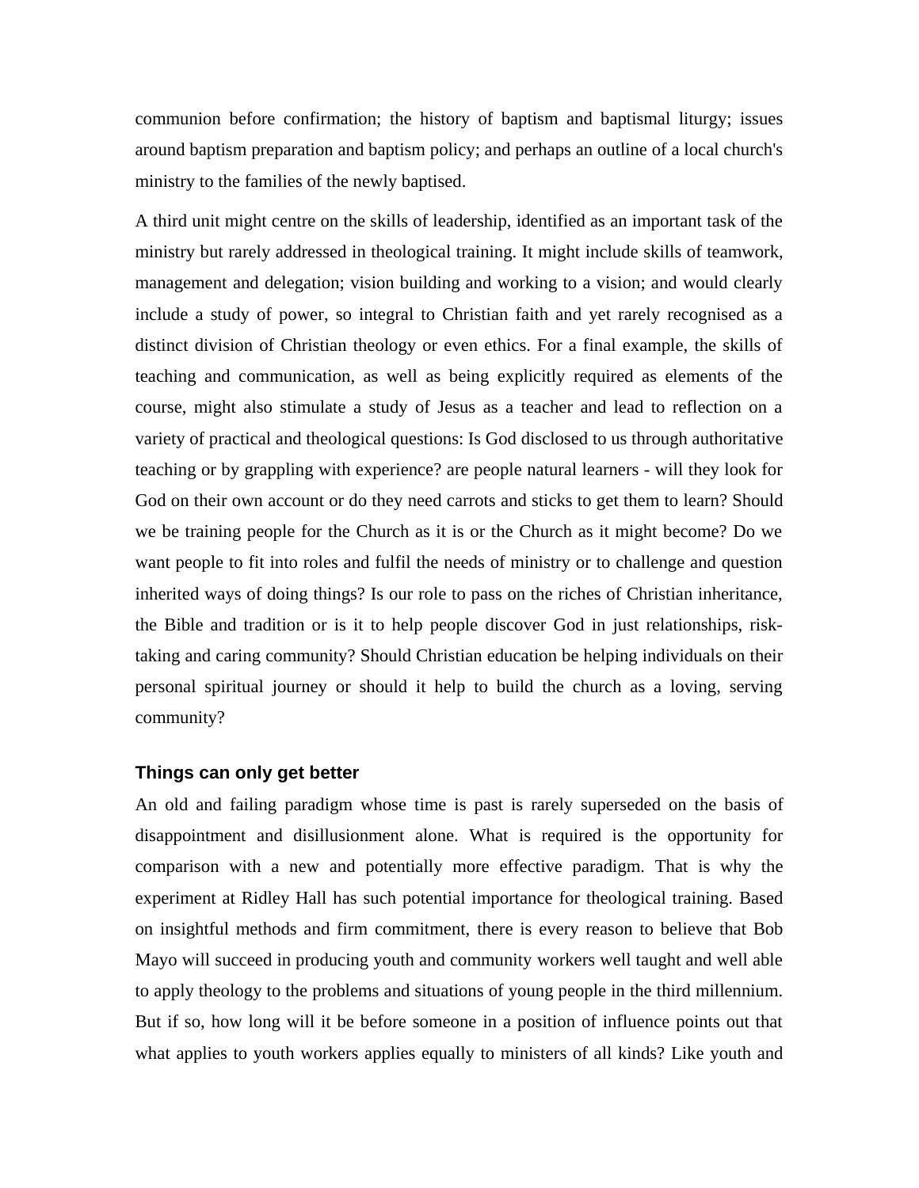communion before confirmation; the history of baptism and baptismal liturgy; issues around baptism preparation and baptism policy; and perhaps an outline of a local church's ministry to the families of the newly baptised.

A third unit might centre on the skills of leadership, identified as an important task of the ministry but rarely addressed in theological training. It might include skills of teamwork, management and delegation; vision building and working to a vision; and would clearly include a study of power, so integral to Christian faith and yet rarely recognised as a distinct division of Christian theology or even ethics. For a final example, the skills of teaching and communication, as well as being explicitly required as elements of the course, might also stimulate a study of Jesus as a teacher and lead to reflection on a variety of practical and theological questions: Is God disclosed to us through authoritative teaching or by grappling with experience? are people natural learners - will they look for God on their own account or do they need carrots and sticks to get them to learn? Should we be training people for the Church as it is or the Church as it might become? Do we want people to fit into roles and fulfil the needs of ministry or to challenge and question inherited ways of doing things? Is our role to pass on the riches of Christian inheritance, the Bible and tradition or is it to help people discover God in just relationships, risk-taking and caring community? Should Christian education be helping individuals on their personal spiritual journey or should it help to build the church as a loving, serving community?

### Things can only get better

An old and failing paradigm whose time is past is rarely superseded on the basis of disappointment and disillusionment alone. What is required is the opportunity for comparison with a new and potentially more effective paradigm. That is why the experiment at Ridley Hall has such potential importance for theological training. Based on insightful methods and firm commitment, there is every reason to believe that Bob Mayo will succeed in producing youth and community workers well taught and well able to apply theology to the problems and situations of young people in the third millennium. But if so, how long will it be before someone in a position of influence points out that what applies to youth workers applies equally to ministers of all kinds? Like youth and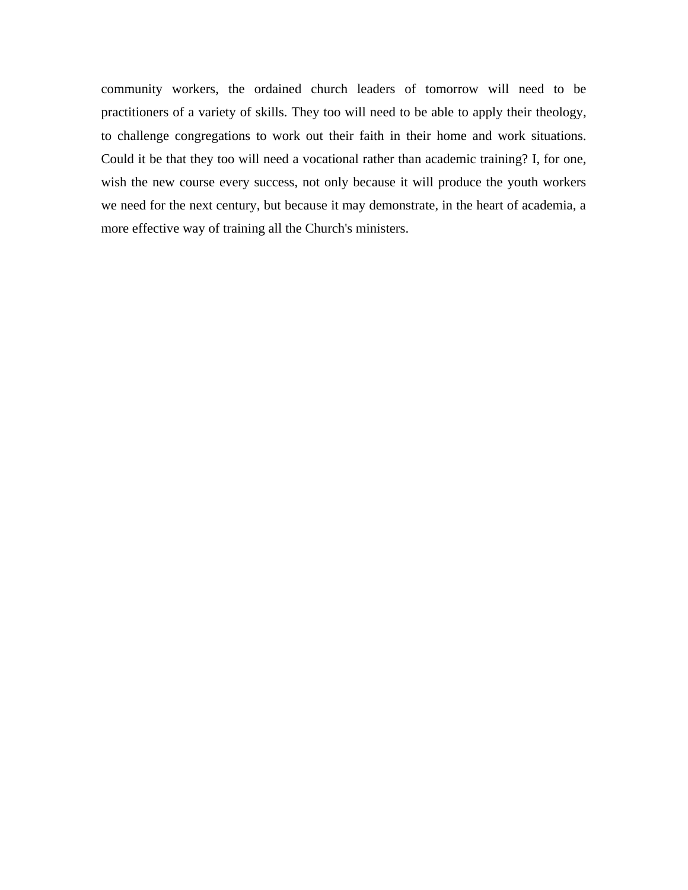community workers, the ordained church leaders of tomorrow will need to be practitioners of a variety of skills. They too will need to be able to apply their theology, to challenge congregations to work out their faith in their home and work situations. Could it be that they too will need a vocational rather than academic training? I, for one, wish the new course every success, not only because it will produce the youth workers we need for the next century, but because it may demonstrate, in the heart of academia, a more effective way of training all the Church's ministers.